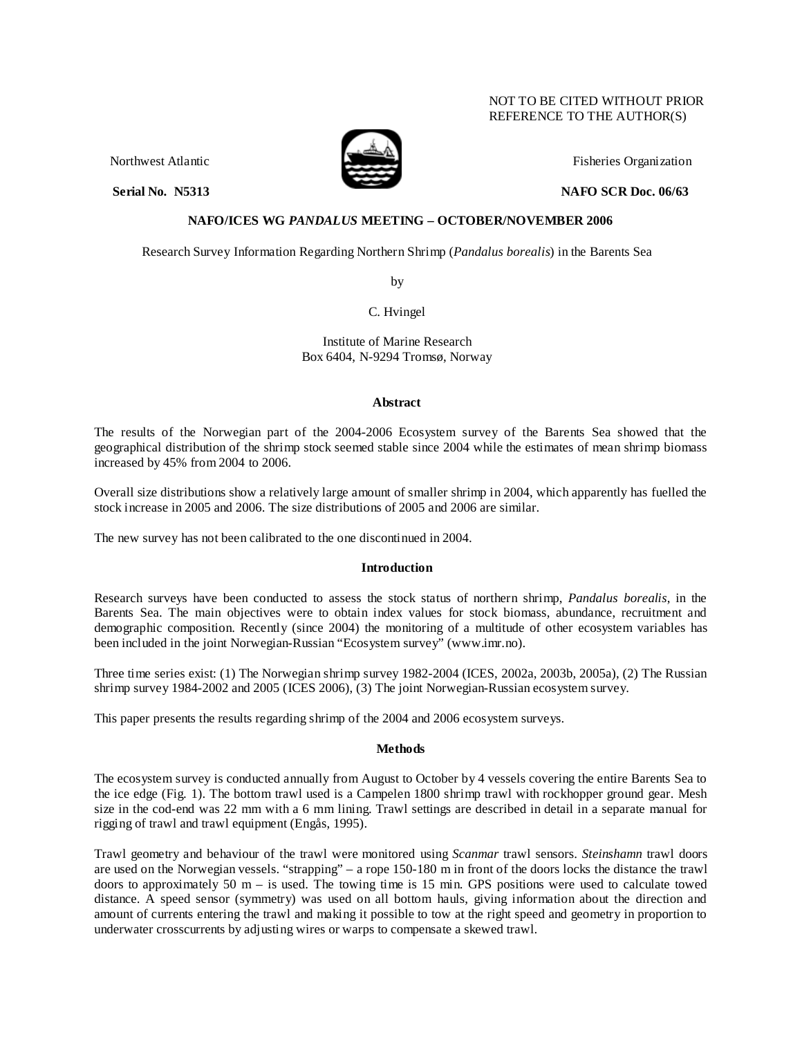NOT TO BE CITED WITHOUT PRIOR REFERENCE TO THE AUTHOR(S)

Northwest Atlantic Fisheries Organization

**Serial No. N5313** **NAFO SCR Doc. 06/63**

**NAFO/ICES WG *PANDALUS* MEETING – OCTOBER/NOVEMBER 2006**

Research Survey Information Regarding Northern Shrimp (*Pandalus borealis*) in the Barents Sea

by

C. Hvingel

Institute of Marine Research
Box 6404, N-9294 Tromsø, Norway

## Abstract

The results of the Norwegian part of the 2004-2006 Ecosystem survey of the Barents Sea showed that the geographical distribution of the shrimp stock seemed stable since 2004 while the estimates of mean shrimp biomass increased by 45% from 2004 to 2006.

Overall size distributions show a relatively large amount of smaller shrimp in 2004, which apparently has fuelled the stock increase in 2005 and 2006. The size distributions of 2005 and 2006 are similar.

The new survey has not been calibrated to the one discontinued in 2004.

## Introduction

Research surveys have been conducted to assess the stock status of northern shrimp, *Pandalus borealis*, in the Barents Sea. The main objectives were to obtain index values for stock biomass, abundance, recruitment and demographic composition. Recently (since 2004) the monitoring of a multitude of other ecosystem variables has been included in the joint Norwegian-Russian "Ecosystem survey" (www.imr.no).

Three time series exist: (1) The Norwegian shrimp survey 1982-2004 (ICES, 2002a, 2003b, 2005a), (2) The Russian shrimp survey 1984-2002 and 2005 (ICES 2006), (3) The joint Norwegian-Russian ecosystem survey.

This paper presents the results regarding shrimp of the 2004 and 2006 ecosystem surveys.

## Methods

The ecosystem survey is conducted annually from August to October by 4 vessels covering the entire Barents Sea to the ice edge (Fig. 1). The bottom trawl used is a Campelen 1800 shrimp trawl with rockhopper ground gear. Mesh size in the cod-end was 22 mm with a 6 mm lining. Trawl settings are described in detail in a separate manual for rigging of trawl and trawl equipment (Engås, 1995).

Trawl geometry and behaviour of the trawl were monitored using *Scanmar* trawl sensors. *Steinshamn* trawl doors are used on the Norwegian vessels. "strapping" – a rope 150-180 m in front of the doors locks the distance the trawl doors to approximately 50 m – is used. The towing time is 15 min. GPS positions were used to calculate towed distance. A speed sensor (symmetry) was used on all bottom hauls, giving information about the direction and amount of currents entering the trawl and making it possible to tow at the right speed and geometry in proportion to underwater crosscurrents by adjusting wires or warps to compensate a skewed trawl.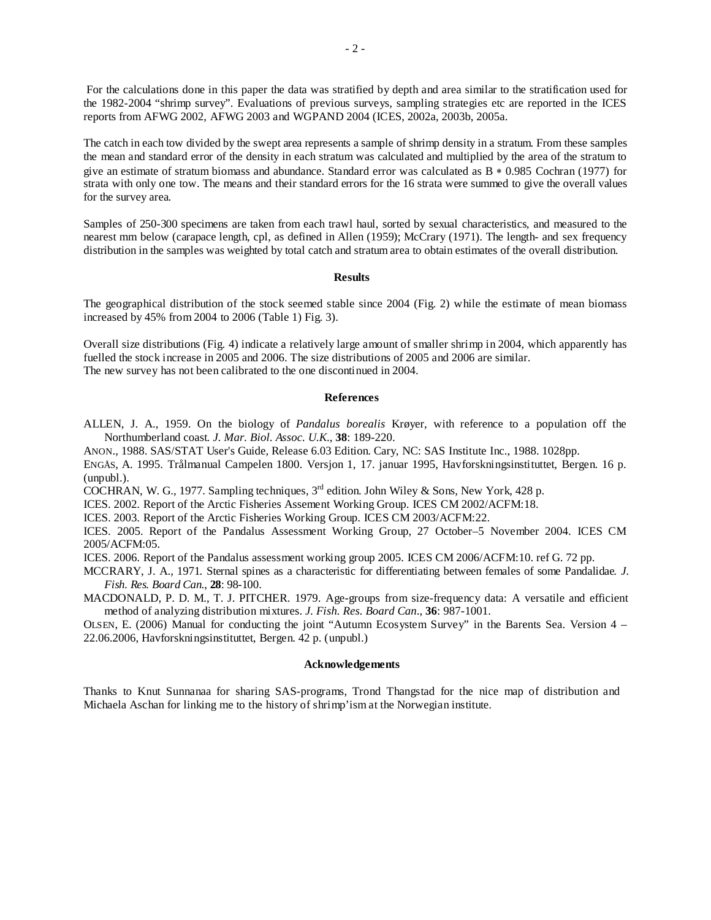For the calculations done in this paper the data was stratified by depth and area similar to the stratification used for the 1982-2004 "shrimp survey". Evaluations of previous surveys, sampling strategies etc are reported in the ICES reports from AFWG 2002, AFWG 2003 and WGPAND 2004 (ICES, 2002a, 2003b, 2005a.

The catch in each tow divided by the swept area represents a sample of shrimp density in a stratum. From these samples the mean and standard error of the density in each stratum was calculated and multiplied by the area of the stratum to give an estimate of stratum biomass and abundance. Standard error was calculated as $B * 0.985$ Cochran (1977) for strata with only one tow. The means and their standard errors for the 16 strata were summed to give the overall values for the survey area.

Samples of 250-300 specimens are taken from each trawl haul, sorted by sexual characteristics, and measured to the nearest mm below (carapace length, cpl, as defined in Allen (1959); McCrary (1971). The length- and sex frequency distribution in the samples was weighted by total catch and stratum area to obtain estimates of the overall distribution.

## Results

The geographical distribution of the stock seemed stable since 2004 (Fig. 2) while the estimate of mean biomass increased by 45% from 2004 to 2006 (Table 1) Fig. 3).

Overall size distributions (Fig. 4) indicate a relatively large amount of smaller shrimp in 2004, which apparently has fuelled the stock increase in 2005 and 2006. The size distributions of 2005 and 2006 are similar.
The new survey has not been calibrated to the one discontinued in 2004.

## References

ALLEN, J. A., 1959. On the biology of *Pandalus borealis* Krøyer, with reference to a population off the Northumberland coast. *J. Mar. Biol. Assoc. U.K.*, **38**: 189-220.

ANON., 1988. SAS/STAT User's Guide, Release 6.03 Edition. Cary, NC: SAS Institute Inc., 1988. 1028pp.

ENGÅS, A. 1995. Trålmanual Campelen 1800. Versjon 1, 17. januar 1995, Havforskningsinstituttet, Bergen. 16 p. (unpubl.).

COCHRAN, W. G., 1977. Sampling techniques, 3rd edition. John Wiley & Sons, New York, 428 p.

ICES. 2002. Report of the Arctic Fisheries Assement Working Group. ICES CM 2002/ACFM:18.

ICES. 2003. Report of the Arctic Fisheries Working Group. ICES CM 2003/ACFM:22.

ICES. 2005. Report of the Pandalus Assessment Working Group, 27 October–5 November 2004. ICES CM 2005/ACFM:05.

ICES. 2006. Report of the Pandalus assessment working group 2005. ICES CM 2006/ACFM:10. ref G. 72 pp.

MCCRARY, J. A., 1971. Sternal spines as a characteristic for differentiating between females of some Pandalidae. *J. Fish. Res. Board Can.*, **28**: 98-100.

MACDONALD, P. D. M., T. J. PITCHER. 1979. Age-groups from size-frequency data: A versatile and efficient method of analyzing distribution mixtures. *J. Fish. Res. Board Can.*, **36**: 987-1001.

OLSEN, E. (2006) Manual for conducting the joint "Autumn Ecosystem Survey" in the Barents Sea. Version 4 – 22.06.2006, Havforskningsinstituttet, Bergen. 42 p. (unpubl.)

## Acknowledgements

Thanks to Knut Sunnanaa for sharing SAS-programs, Trond Thangstad for the nice map of distribution and Michaela Aschan for linking me to the history of shrimp'ism at the Norwegian institute.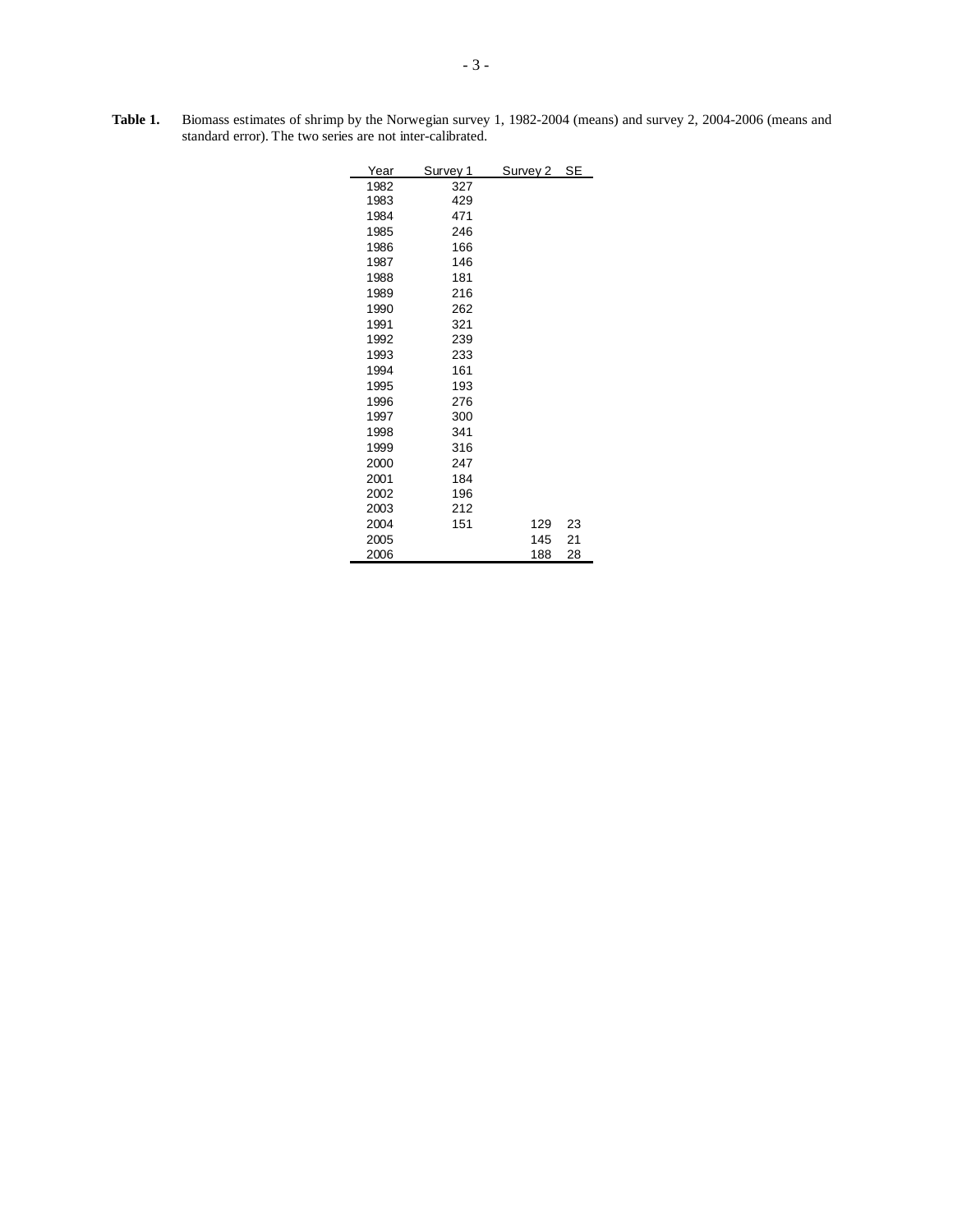**Table 1.** Biomass estimates of shrimp by the Norwegian survey 1, 1982-2004 (means) and survey 2, 2004-2006 (means and standard error). The two series are not inter-calibrated.

| Year | Survey 1 | Survey 2 | SE |
|---|---|---|---|
| 1982 | 327 | | |
| 1983 | 429 | | |
| 1984 | 471 | | |
| 1985 | 246 | | |
| 1986 | 166 | | |
| 1987 | 146 | | |
| 1988 | 181 | | |
| 1989 | 216 | | |
| 1990 | 262 | | |
| 1991 | 321 | | |
| 1992 | 239 | | |
| 1993 | 233 | | |
| 1994 | 161 | | |
| 1995 | 193 | | |
| 1996 | 276 | | |
| 1997 | 300 | | |
| 1998 | 341 | | |
| 1999 | 316 | | |
| 2000 | 247 | | |
| 2001 | 184 | | |
| 2002 | 196 | | |
| 2003 | 212 | | |
| 2004 | 151 | 129 | 23 |
| 2005 | | 145 | 21 |
| 2006 | | 188 | 28 |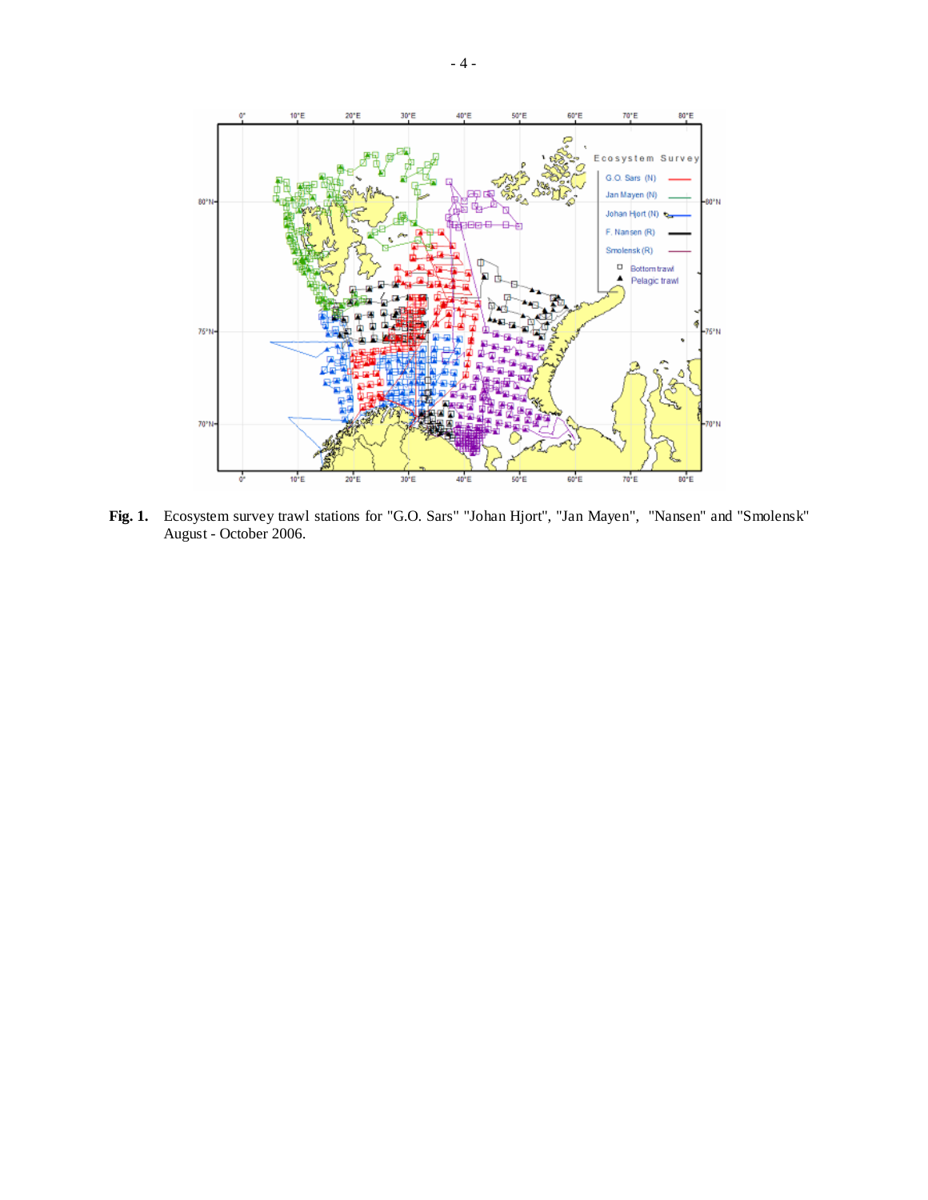**Fig. 1.** Ecosystem survey trawl stations for "G.O. Sars" "Johan Hjort", "Jan Mayen", "Nansen" and "Smolensk" August - October 2006.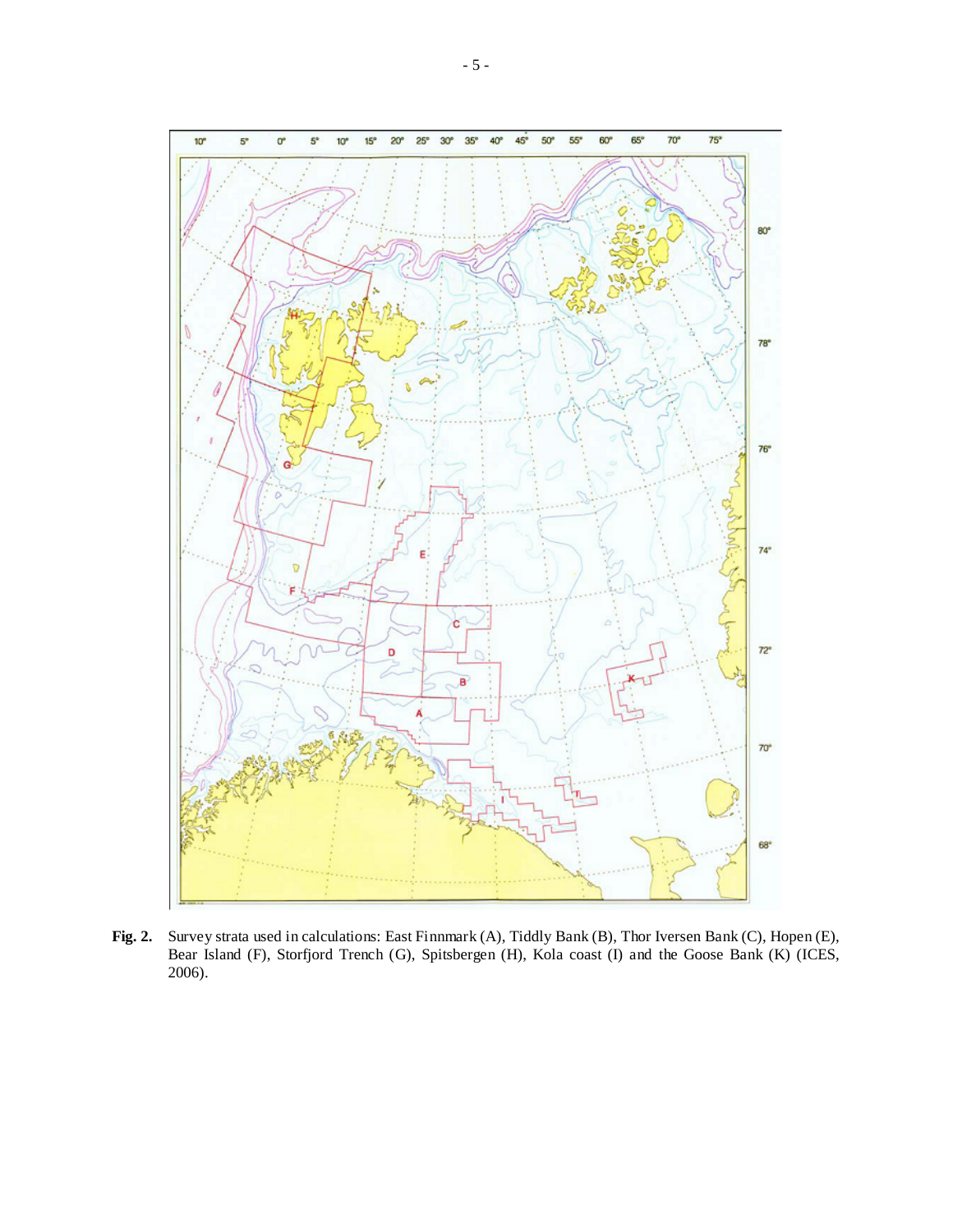**Fig. 2.** Survey strata used in calculations: East Finnmark (A), Tiddly Bank (B), Thor Iversen Bank (C), Hopen (E), Bear Island (F), Storfjord Trench (G), Spitsbergen (H), Kola coast (I) and the Goose Bank (K) (ICES, 2006).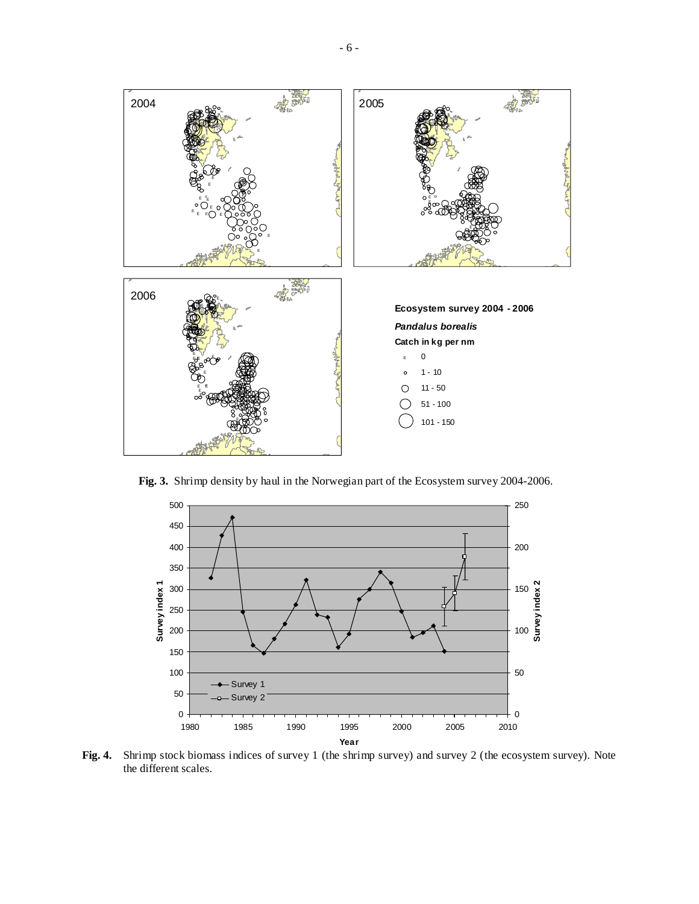**Fig. 3.** Shrimp density by haul in the Norwegian part of the Ecosystem survey 2004-2006.

**Fig. 4.** Shrimp stock biomass indices of survey 1 (the shrimp survey) and survey 2 (the ecosystem survey). Note the different scales.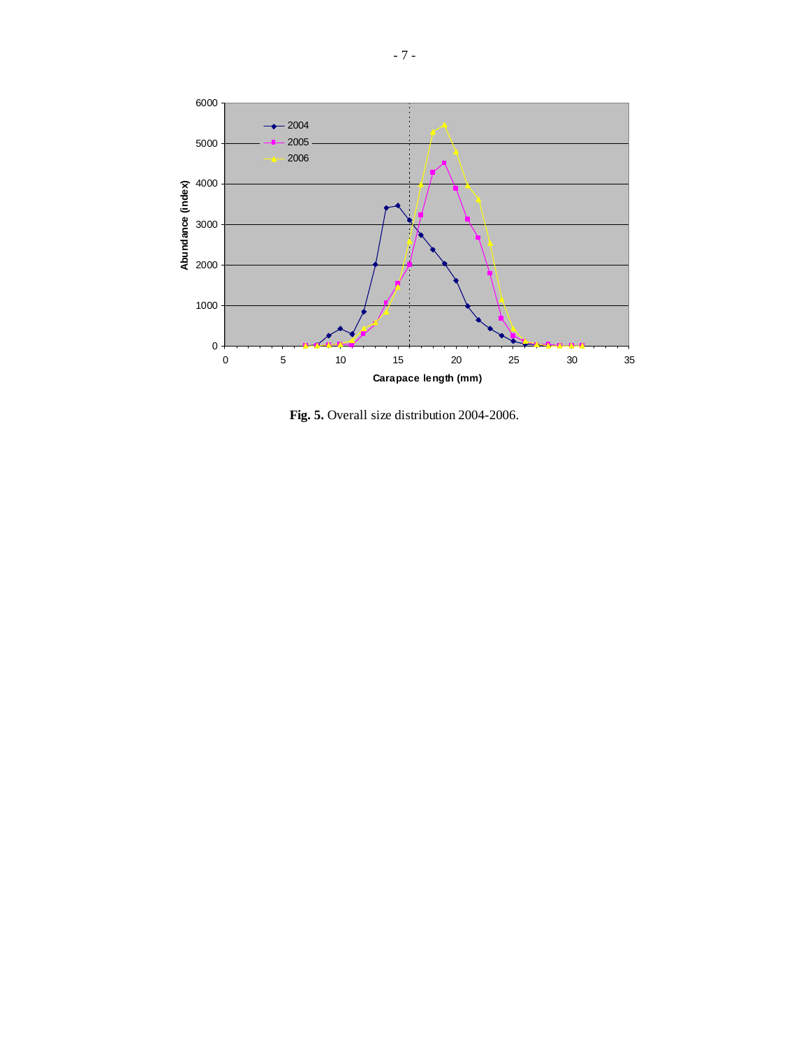6000

5000

4000

3000

2000

1000

0

0 5 10 15 20 25 30 35

Abundance (index)

Carapace length (mm)

2004

2005

2006

**Fig. 5.** Overall size distribution 2004-2006.